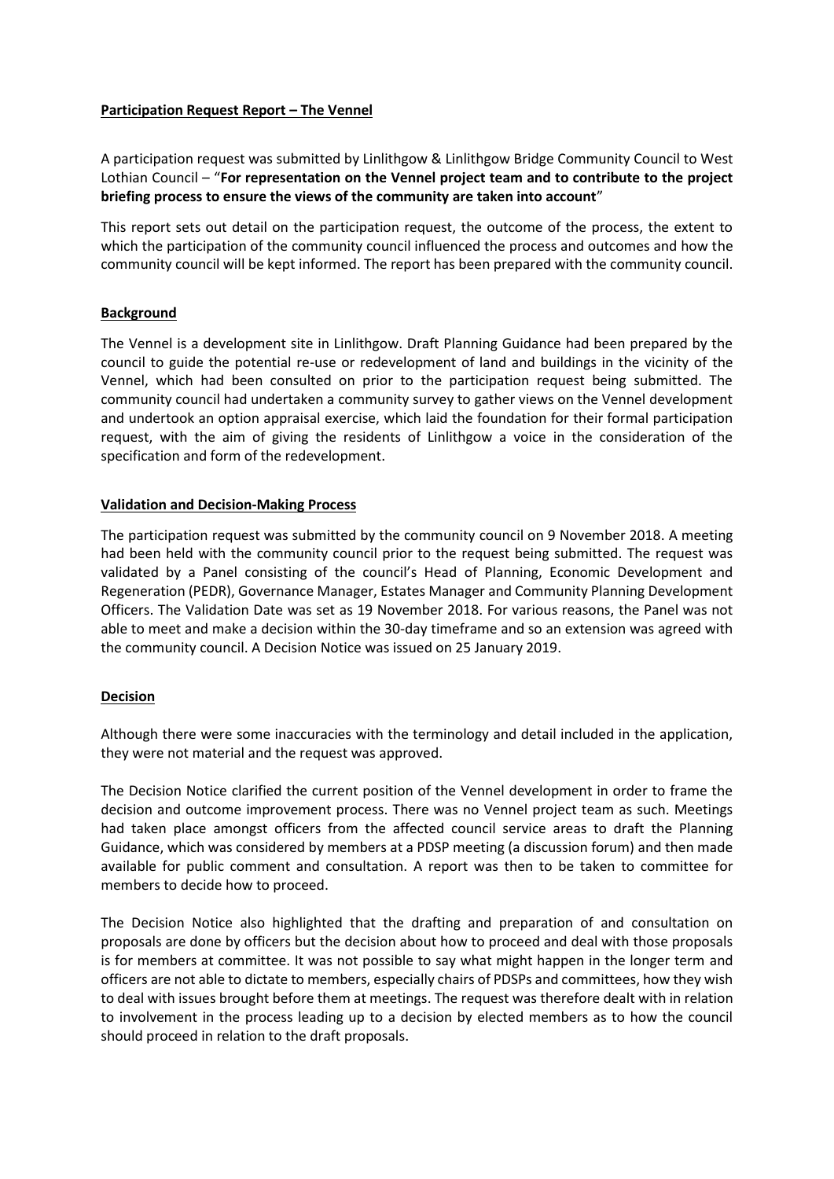**Participation Request Report – The Vennel**

A participation request was submitted by Linlithgow & Linlithgow Bridge Community Council to West Lothian Council – "**For representation on the Vennel project team and to contribute to the project briefing process to ensure the views of the community are taken into account**"

This report sets out detail on the participation request, the outcome of the process, the extent to which the participation of the community council influenced the process and outcomes and how the community council will be kept informed. The report has been prepared with the community council.

**Background**

The Vennel is a development site in Linlithgow. Draft Planning Guidance had been prepared by the council to guide the potential re-use or redevelopment of land and buildings in the vicinity of the Vennel, which had been consulted on prior to the participation request being submitted. The community council had undertaken a community survey to gather views on the Vennel development and undertook an option appraisal exercise, which laid the foundation for their formal participation request, with the aim of giving the residents of Linlithgow a voice in the consideration of the specification and form of the redevelopment.

**Validation and Decision-Making Process**

The participation request was submitted by the community council on 9 November 2018. A meeting had been held with the community council prior to the request being submitted. The request was validated by a Panel consisting of the council's Head of Planning, Economic Development and Regeneration (PEDR), Governance Manager, Estates Manager and Community Planning Development Officers. The Validation Date was set as 19 November 2018. For various reasons, the Panel was not able to meet and make a decision within the 30-day timeframe and so an extension was agreed with the community council. A Decision Notice was issued on 25 January 2019.

**Decision**

Although there were some inaccuracies with the terminology and detail included in the application, they were not material and the request was approved.

The Decision Notice clarified the current position of the Vennel development in order to frame the decision and outcome improvement process. There was no Vennel project team as such. Meetings had taken place amongst officers from the affected council service areas to draft the Planning Guidance, which was considered by members at a PDSP meeting (a discussion forum) and then made available for public comment and consultation. A report was then to be taken to committee for members to decide how to proceed.

The Decision Notice also highlighted that the drafting and preparation of and consultation on proposals are done by officers but the decision about how to proceed and deal with those proposals is for members at committee. It was not possible to say what might happen in the longer term and officers are not able to dictate to members, especially chairs of PDSPs and committees, how they wish to deal with issues brought before them at meetings. The request was therefore dealt with in relation to involvement in the process leading up to a decision by elected members as to how the council should proceed in relation to the draft proposals.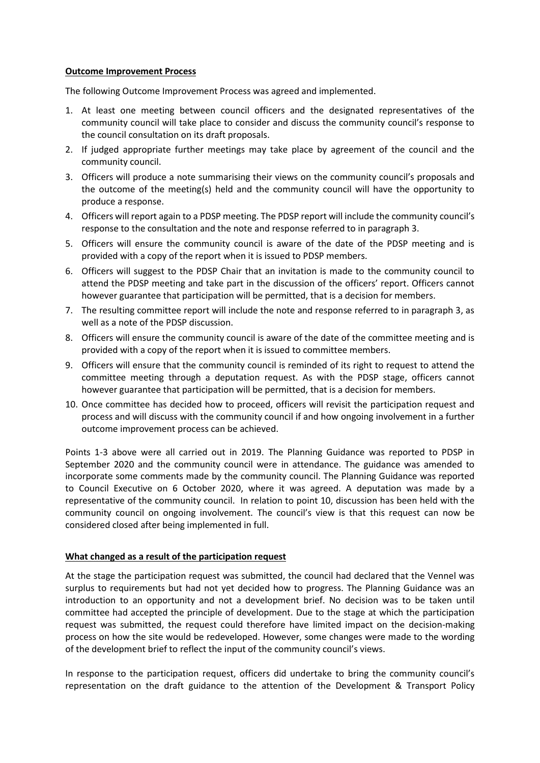**Outcome Improvement Process**

The following Outcome Improvement Process was agreed and implemented.

1. At least one meeting between council officers and the designated representatives of the community council will take place to consider and discuss the community council's response to the council consultation on its draft proposals.
2. If judged appropriate further meetings may take place by agreement of the council and the community council.
3. Officers will produce a note summarising their views on the community council's proposals and the outcome of the meeting(s) held and the community council will have the opportunity to produce a response.
4. Officers will report again to a PDSP meeting. The PDSP report will include the community council's response to the consultation and the note and response referred to in paragraph 3.
5. Officers will ensure the community council is aware of the date of the PDSP meeting and is provided with a copy of the report when it is issued to PDSP members.
6. Officers will suggest to the PDSP Chair that an invitation is made to the community council to attend the PDSP meeting and take part in the discussion of the officers' report. Officers cannot however guarantee that participation will be permitted, that is a decision for members.
7. The resulting committee report will include the note and response referred to in paragraph 3, as well as a note of the PDSP discussion.
8. Officers will ensure the community council is aware of the date of the committee meeting and is provided with a copy of the report when it is issued to committee members.
9. Officers will ensure that the community council is reminded of its right to request to attend the committee meeting through a deputation request. As with the PDSP stage, officers cannot however guarantee that participation will be permitted, that is a decision for members.
10. Once committee has decided how to proceed, officers will revisit the participation request and process and will discuss with the community council if and how ongoing involvement in a further outcome improvement process can be achieved.

Points 1-3 above were all carried out in 2019. The Planning Guidance was reported to PDSP in September 2020 and the community council were in attendance. The guidance was amended to incorporate some comments made by the community council. The Planning Guidance was reported to Council Executive on 6 October 2020, where it was agreed. A deputation was made by a representative of the community council. In relation to point 10, discussion has been held with the community council on ongoing involvement. The council's view is that this request can now be considered closed after being implemented in full.

**What changed as a result of the participation request**

At the stage the participation request was submitted, the council had declared that the Vennel was surplus to requirements but had not yet decided how to progress. The Planning Guidance was an introduction to an opportunity and not a development brief. No decision was to be taken until committee had accepted the principle of development. Due to the stage at which the participation request was submitted, the request could therefore have limited impact on the decision-making process on how the site would be redeveloped. However, some changes were made to the wording of the development brief to reflect the input of the community council's views.

In response to the participation request, officers did undertake to bring the community council's representation on the draft guidance to the attention of the Development & Transport Policy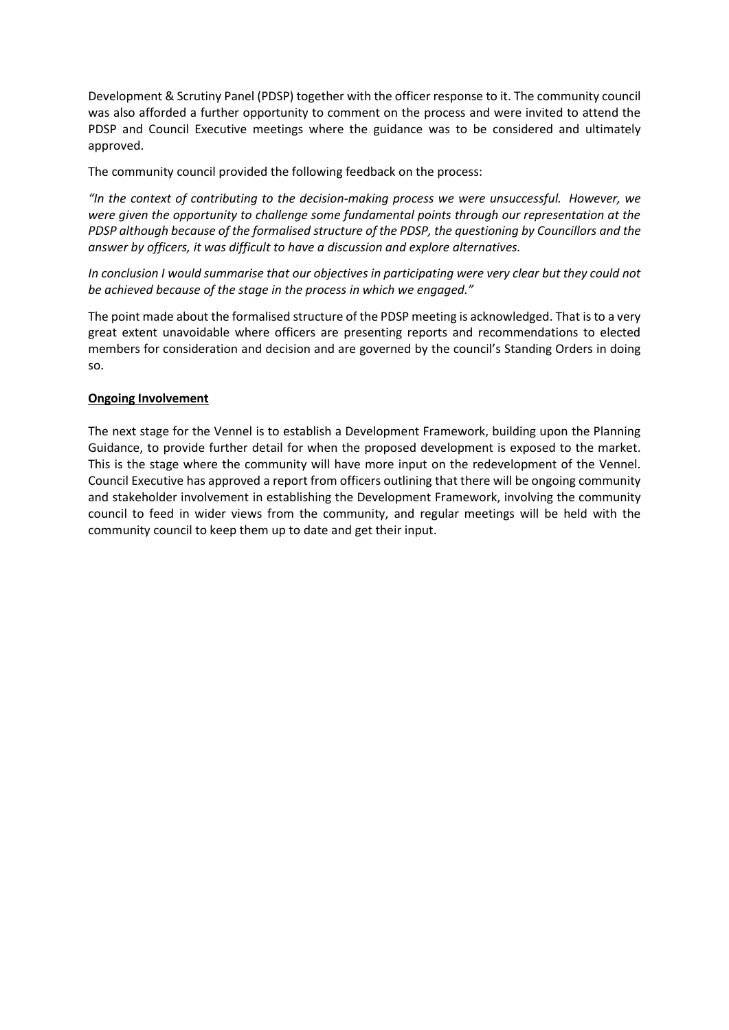Development & Scrutiny Panel (PDSP) together with the officer response to it. The community council was also afforded a further opportunity to comment on the process and were invited to attend the PDSP and Council Executive meetings where the guidance was to be considered and ultimately approved.

The community council provided the following feedback on the process:

*"In the context of contributing to the decision-making process we were unsuccessful. However, we were given the opportunity to challenge some fundamental points through our representation at the PDSP although because of the formalised structure of the PDSP, the questioning by Councillors and the answer by officers, it was difficult to have a discussion and explore alternatives.*

*In conclusion I would summarise that our objectives in participating were very clear but they could not be achieved because of the stage in the process in which we engaged."*

The point made about the formalised structure of the PDSP meeting is acknowledged. That is to a very great extent unavoidable where officers are presenting reports and recommendations to elected members for consideration and decision and are governed by the council's Standing Orders in doing so.

**Ongoing Involvement**

The next stage for the Vennel is to establish a Development Framework, building upon the Planning Guidance, to provide further detail for when the proposed development is exposed to the market. This is the stage where the community will have more input on the redevelopment of the Vennel. Council Executive has approved a report from officers outlining that there will be ongoing community and stakeholder involvement in establishing the Development Framework, involving the community council to feed in wider views from the community, and regular meetings will be held with the community council to keep them up to date and get their input.